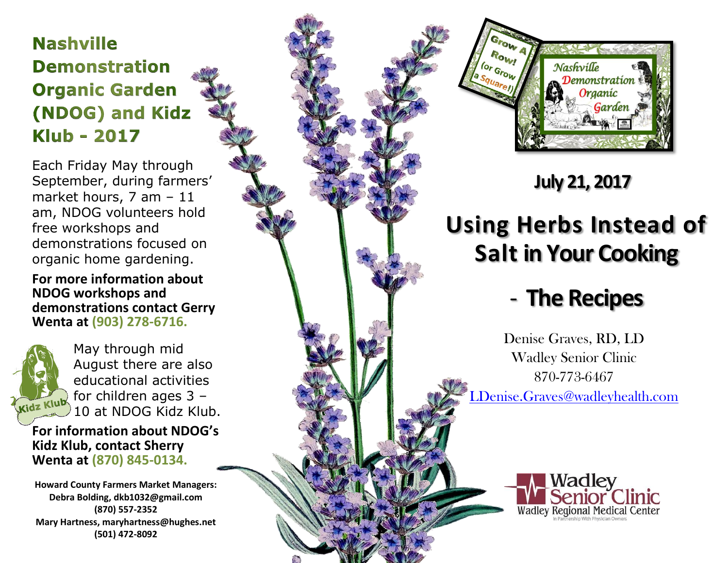## Nashville Demonstration Organic Garden (NDOG) and Kidz Klub - 2017

Each Friday May through September, during farmers' market hours, 7 am – 11 am, NDOG volunteers hold free workshops and demonstrations focused on organic home gardening.

**For more information about NDOG workshops and demonstrations contact Gerry Wenta at (903) 278-6716.**

May through mid August there are also educational activities for children ages 3 – 10 at NDOG Kidz Klub.

**For information about NDOG's Kidz Klub, contact Sherry Wenta at (870) 845-0134.**

**Howard County Farmers Market Managers:**
**Debra Bolding, dkb1032@gmail.com**
**(870) 557-2352**
**Mary Hartness, maryhartness@hughes.net**
**(501) 472-8092**

Grow A Row! (or Grow a Square!)

Nashville Demonstration Organic Garden

**July 21, 2017**

# Using Herbs Instead of Salt in Your Cooking

# - The Recipes

Denise Graves, RD, LD
Wadley Senior Clinic
870-773-6467
LDenise.Graves@wadleyhealth.com

Wadley Senior Clinic
Wadley Regional Medical Center
In Partnership With Physician Owners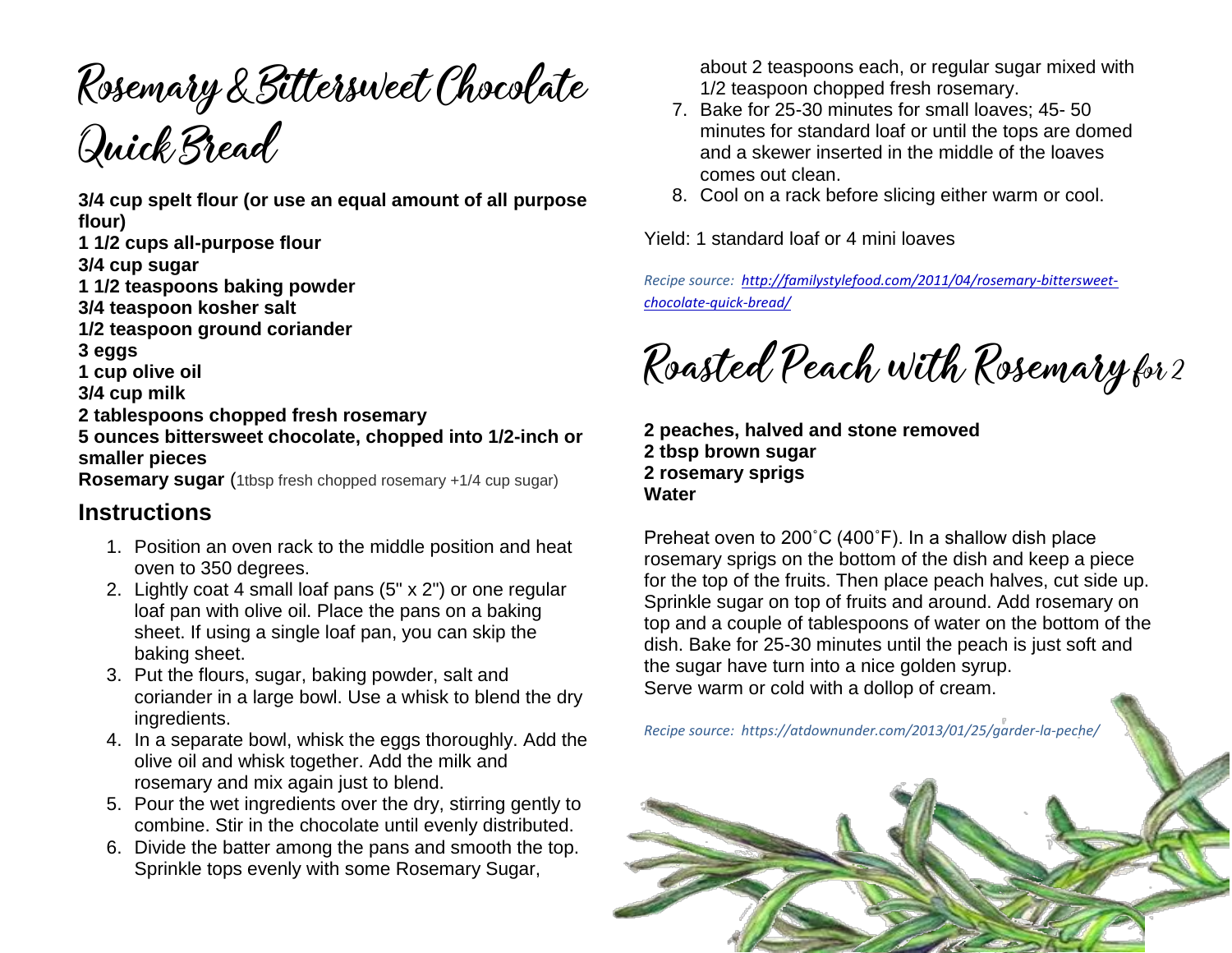# Rosemary & Bittersweet Chocolate Quick Bread

**3/4 cup spelt flour (or use an equal amount of all purpose flour)**
**1 1/2 cups all-purpose flour**
**3/4 cup sugar**
**1 1/2 teaspoons baking powder**
**3/4 teaspoon kosher salt**
**1/2 teaspoon ground coriander**
**3 eggs**
**1 cup olive oil**
**3/4 cup milk**
**2 tablespoons chopped fresh rosemary**
**5 ounces bittersweet chocolate, chopped into 1/2-inch or smaller pieces**
**Rosemary sugar** (1tbsp fresh chopped rosemary +1/4 cup sugar)

## Instructions

1. Position an oven rack to the middle position and heat oven to 350 degrees.
2. Lightly coat 4 small loaf pans (5" x 2") or one regular loaf pan with olive oil. Place the pans on a baking sheet. If using a single loaf pan, you can skip the baking sheet.
3. Put the flours, sugar, baking powder, salt and coriander in a large bowl. Use a whisk to blend the dry ingredients.
4. In a separate bowl, whisk the eggs thoroughly. Add the olive oil and whisk together. Add the milk and rosemary and mix again just to blend.
5. Pour the wet ingredients over the dry, stirring gently to combine. Stir in the chocolate until evenly distributed.
6. Divide the batter among the pans and smooth the top. Sprinkle tops evenly with some Rosemary Sugar, about 2 teaspoons each, or regular sugar mixed with 1/2 teaspoon chopped fresh rosemary.
7. Bake for 25-30 minutes for small loaves; 45- 50 minutes for standard loaf or until the tops are domed and a skewer inserted in the middle of the loaves comes out clean.
8. Cool on a rack before slicing either warm or cool.

Yield: 1 standard loaf or 4 mini loaves

*Recipe source: [http://familystylefood.com/2011/04/rosemary-bittersweet-chocolate-quick-bread/](http://familystylefood.com/2011/04/rosemary-bittersweet-chocolate-quick-bread/)*

# Roasted Peach with Rosemary for 2

**2 peaches, halved and stone removed**
**2 tbsp brown sugar**
**2 rosemary sprigs**
**Water**

Preheat oven to 200˚C (400˚F). In a shallow dish place rosemary sprigs on the bottom of the dish and keep a piece for the top of the fruits. Then place peach halves, cut side up. Sprinkle sugar on top of fruits and around. Add rosemary on top and a couple of tablespoons of water on the bottom of the dish. Bake for 25-30 minutes until the peach is just soft and the sugar have turn into a nice golden syrup.
Serve warm or cold with a dollop of cream.

*Recipe source: https://atdownunder.com/2013/01/25/garder-la-peche/*